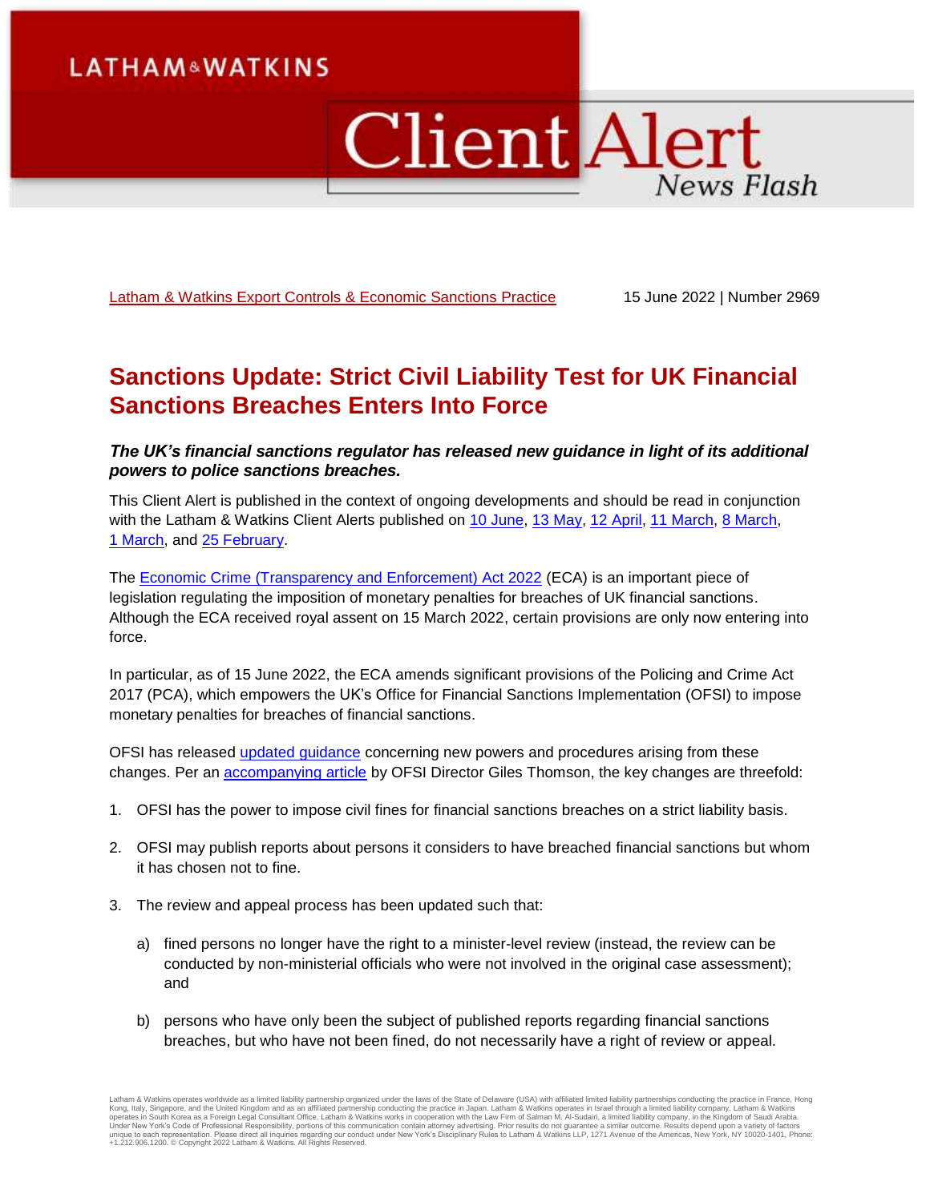LATHAM & WATKINS

# Client Alert

*News Flash*

Latham & Watkins Export Controls & Economic Sanctions Practice

15 June 2022 | Number 2969

## Sanctions Update: Strict Civil Liability Test for UK Financial Sanctions Breaches Enters Into Force

***The UK's financial sanctions regulator has released new guidance in light of its additional powers to police sanctions breaches.***

This Client Alert is published in the context of ongoing developments and should be read in conjunction with the Latham & Watkins Client Alerts published on 10 June, 13 May, 12 April, 11 March, 8 March, 1 March, and 25 February.

The Economic Crime (Transparency and Enforcement) Act 2022 (ECA) is an important piece of legislation regulating the imposition of monetary penalties for breaches of UK financial sanctions. Although the ECA received royal assent on 15 March 2022, certain provisions are only now entering into force.

In particular, as of 15 June 2022, the ECA amends significant provisions of the Policing and Crime Act 2017 (PCA), which empowers the UK's Office for Financial Sanctions Implementation (OFSI) to impose monetary penalties for breaches of financial sanctions.

OFSI has released updated guidance concerning new powers and procedures arising from these changes. Per an accompanying article by OFSI Director Giles Thomson, the key changes are threefold:

1. OFSI has the power to impose civil fines for financial sanctions breaches on a strict liability basis.

2. OFSI may publish reports about persons it considers to have breached financial sanctions but whom it has chosen not to fine.

3. The review and appeal process has been updated such that:

   a) fined persons no longer have the right to a minister-level review (instead, the review can be conducted by non-ministerial officials who were not involved in the original case assessment); and

   b) persons who have only been the subject of published reports regarding financial sanctions breaches, but who have not been fined, do not necessarily have a right of review or appeal.

Latham & Watkins operates worldwide as a limited liability partnership organized under the laws of the State of Delaware (USA) with affiliated limited liability partnerships conducting the practice in France, Hong Kong, Italy, Singapore, and the United Kingdom and as an affiliated partnership conducting the practice in Japan. Latham & Watkins operates in Israel through a limited liability company. Latham & Watkins operates in South Korea as a Foreign Legal Consultant Office. Latham & Watkins works in cooperation with the Law Firm of Salman M. Al-Sudairi, a limited liability company, in the Kingdom of Saudi Arabia. Under New York's Code of Professional Responsibility, portions of this communication contain attorney advertising. Prior results do not guarantee a similar outcome. Results depend upon a variety of factors unique to each representation. Please direct all inquiries regarding our conduct under New York's Disciplinary Rules to Latham & Watkins LLP, 1271 Avenue of the Americas, New York, NY 10020-1401, Phone: +1.212.906.1200. © Copyright 2022 Latham & Watkins. All Rights Reserved.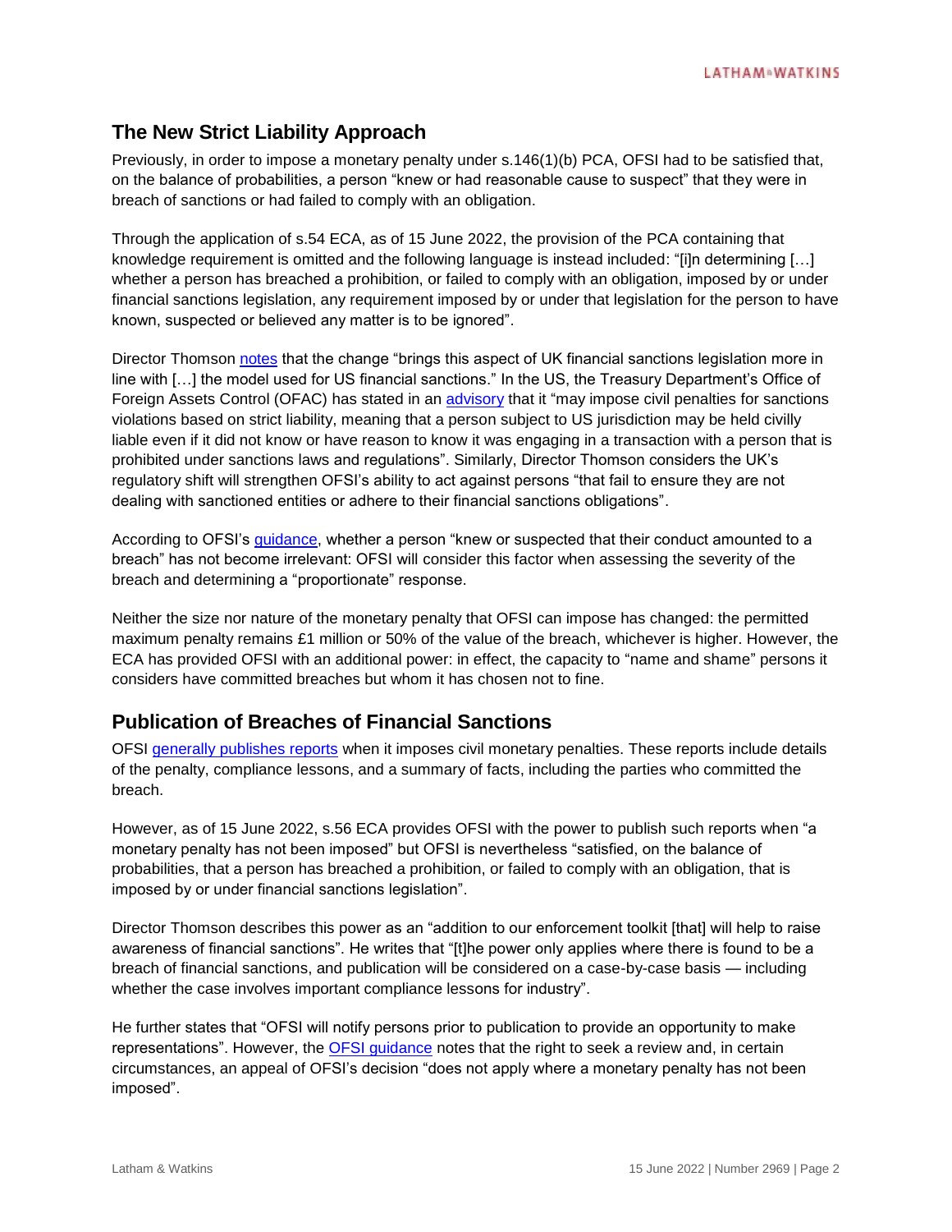## The New Strict Liability Approach

Previously, in order to impose a monetary penalty under s.146(1)(b) PCA, OFSI had to be satisfied that, on the balance of probabilities, a person "knew or had reasonable cause to suspect" that they were in breach of sanctions or had failed to comply with an obligation.

Through the application of s.54 ECA, as of 15 June 2022, the provision of the PCA containing that knowledge requirement is omitted and the following language is instead included: "[i]n determining […] whether a person has breached a prohibition, or failed to comply with an obligation, imposed by or under financial sanctions legislation, any requirement imposed by or under that legislation for the person to have known, suspected or believed any matter is to be ignored".

Director Thomson notes that the change "brings this aspect of UK financial sanctions legislation more in line with […] the model used for US financial sanctions." In the US, the Treasury Department's Office of Foreign Assets Control (OFAC) has stated in an advisory that it "may impose civil penalties for sanctions violations based on strict liability, meaning that a person subject to US jurisdiction may be held civilly liable even if it did not know or have reason to know it was engaging in a transaction with a person that is prohibited under sanctions laws and regulations". Similarly, Director Thomson considers the UK's regulatory shift will strengthen OFSI's ability to act against persons "that fail to ensure they are not dealing with sanctioned entities or adhere to their financial sanctions obligations".

According to OFSI's guidance, whether a person "knew or suspected that their conduct amounted to a breach" has not become irrelevant: OFSI will consider this factor when assessing the severity of the breach and determining a "proportionate" response.

Neither the size nor nature of the monetary penalty that OFSI can impose has changed: the permitted maximum penalty remains £1 million or 50% of the value of the breach, whichever is higher. However, the ECA has provided OFSI with an additional power: in effect, the capacity to "name and shame" persons it considers have committed breaches but whom it has chosen not to fine.

## Publication of Breaches of Financial Sanctions

OFSI generally publishes reports when it imposes civil monetary penalties. These reports include details of the penalty, compliance lessons, and a summary of facts, including the parties who committed the breach.

However, as of 15 June 2022, s.56 ECA provides OFSI with the power to publish such reports when "a monetary penalty has not been imposed" but OFSI is nevertheless "satisfied, on the balance of probabilities, that a person has breached a prohibition, or failed to comply with an obligation, that is imposed by or under financial sanctions legislation".

Director Thomson describes this power as an "addition to our enforcement toolkit [that] will help to raise awareness of financial sanctions". He writes that "[t]he power only applies where there is found to be a breach of financial sanctions, and publication will be considered on a case-by-case basis — including whether the case involves important compliance lessons for industry".

He further states that "OFSI will notify persons prior to publication to provide an opportunity to make representations". However, the OFSI guidance notes that the right to seek a review and, in certain circumstances, an appeal of OFSI's decision "does not apply where a monetary penalty has not been imposed".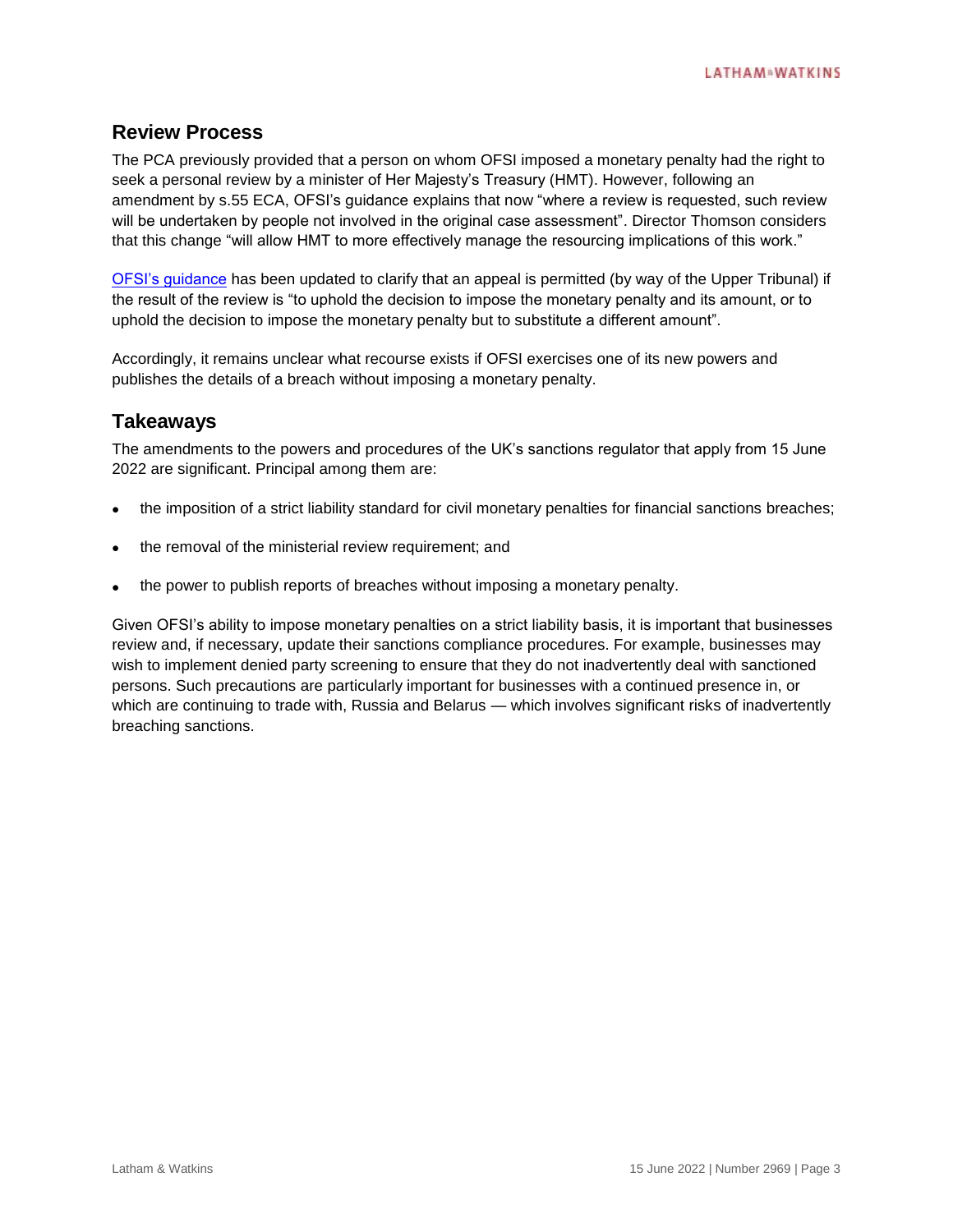## Review Process

The PCA previously provided that a person on whom OFSI imposed a monetary penalty had the right to seek a personal review by a minister of Her Majesty's Treasury (HMT). However, following an amendment by s.55 ECA, OFSI's guidance explains that now "where a review is requested, such review will be undertaken by people not involved in the original case assessment". Director Thomson considers that this change "will allow HMT to more effectively manage the resourcing implications of this work."

OFSI's guidance has been updated to clarify that an appeal is permitted (by way of the Upper Tribunal) if the result of the review is "to uphold the decision to impose the monetary penalty and its amount, or to uphold the decision to impose the monetary penalty but to substitute a different amount".

Accordingly, it remains unclear what recourse exists if OFSI exercises one of its new powers and publishes the details of a breach without imposing a monetary penalty.

## Takeaways

The amendments to the powers and procedures of the UK's sanctions regulator that apply from 15 June 2022 are significant. Principal among them are:

- the imposition of a strict liability standard for civil monetary penalties for financial sanctions breaches;
- the removal of the ministerial review requirement; and
- the power to publish reports of breaches without imposing a monetary penalty.

Given OFSI's ability to impose monetary penalties on a strict liability basis, it is important that businesses review and, if necessary, update their sanctions compliance procedures. For example, businesses may wish to implement denied party screening to ensure that they do not inadvertently deal with sanctioned persons. Such precautions are particularly important for businesses with a continued presence in, or which are continuing to trade with, Russia and Belarus — which involves significant risks of inadvertently breaching sanctions.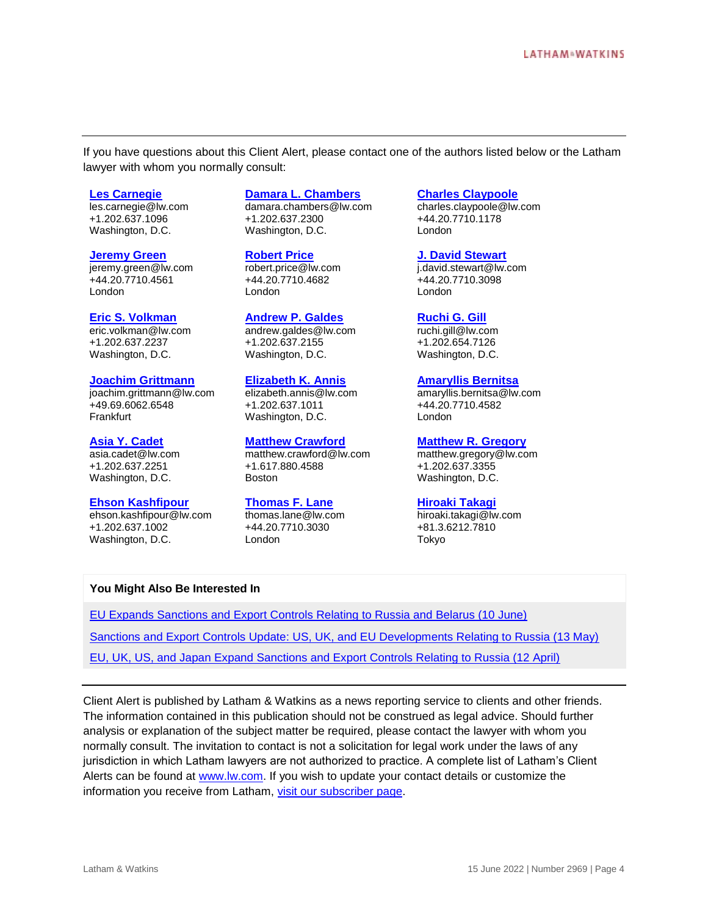If you have questions about this Client Alert, please contact one of the authors listed below or the Latham lawyer with whom you normally consult:

**Les Carnegie**
les.carnegie@lw.com
+1.202.637.1096
Washington, D.C.

**Damara L. Chambers**
damara.chambers@lw.com
+1.202.637.2300
Washington, D.C.

**Charles Claypoole**
charles.claypoole@lw.com
+44.20.7710.1178
London

**Jeremy Green**
jeremy.green@lw.com
+44.20.7710.4561
London

**Robert Price**
robert.price@lw.com
+44.20.7710.4682
London

**J. David Stewart**
j.david.stewart@lw.com
+44.20.7710.3098
London

**Eric S. Volkman**
eric.volkman@lw.com
+1.202.637.2237
Washington, D.C.

**Andrew P. Galdes**
andrew.galdes@lw.com
+1.202.637.2155
Washington, D.C.

**Ruchi G. Gill**
ruchi.gill@lw.com
+1.202.654.7126
Washington, D.C.

**Joachim Grittmann**
joachim.grittmann@lw.com
+49.69.6062.6548
Frankfurt

**Elizabeth K. Annis**
elizabeth.annis@lw.com
+1.202.637.1011
Washington, D.C.

**Amaryllis Bernitsa**
amaryllis.bernitsa@lw.com
+44.20.7710.4582
London

**Asia Y. Cadet**
asia.cadet@lw.com
+1.202.637.2251
Washington, D.C.

**Matthew Crawford**
matthew.crawford@lw.com
+1.617.880.4588
Boston

**Matthew R. Gregory**
matthew.gregory@lw.com
+1.202.637.3355
Washington, D.C.

**Ehson Kashfipour**
ehson.kashfipour@lw.com
+1.202.637.1002
Washington, D.C.

**Thomas F. Lane**
thomas.lane@lw.com
+44.20.7710.3030
London

**Hiroaki Takagi**
hiroaki.takagi@lw.com
+81.3.6212.7810
Tokyo

**You Might Also Be Interested In**

EU Expands Sanctions and Export Controls Relating to Russia and Belarus (10 June)

Sanctions and Export Controls Update: US, UK, and EU Developments Relating to Russia (13 May)

EU, UK, US, and Japan Expand Sanctions and Export Controls Relating to Russia (12 April)

---

Client Alert is published by Latham & Watkins as a news reporting service to clients and other friends. The information contained in this publication should not be construed as legal advice. Should further analysis or explanation of the subject matter be required, please contact the lawyer with whom you normally consult. The invitation to contact is not a solicitation for legal work under the laws of any jurisdiction in which Latham lawyers are not authorized to practice. A complete list of Latham's Client Alerts can be found at www.lw.com. If you wish to update your contact details or customize the information you receive from Latham, visit our subscriber page.